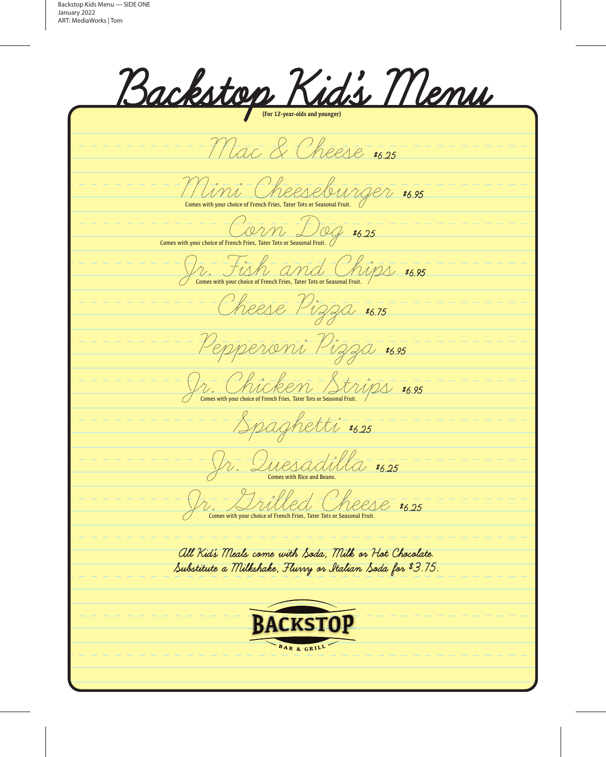# Backstop Kid's Menu

**(For 12-year-olds and younger)**

Mac & Cheese $6.25

Mini Cheeseburger $6.95
Comes with your choice of French Fries, Tater Tots or Seasonal Fruit.

Corn Dog $6.25
Comes with your choice of French Fries, Tater Tots or Seasonal Fruit.

Jr. Fish and Chips $6.95
Comes with your choice of French Fries, Tater Tots or Seasonal Fruit.

Cheese Pizza $6.75

Pepperoni Pizza $6.95

Jr. Chicken Strips $6.95
Comes with your choice of French Fries, Tater Tots or Seasonal Fruit.

Spaghetti $6.25

Jr. Quesadilla $6.25
Comes with Rice and Beans.

Jr. Grilled Cheese $6.25
Comes with your choice of French Fries, Tater Tots or Seasonal Fruit.

All Kid's Meals come with Soda, Milk or Hot Chocolate.
Substitute a Milkshake, Flurry or Italian Soda for $3.75.

BACKSTOP
BAR & GRILL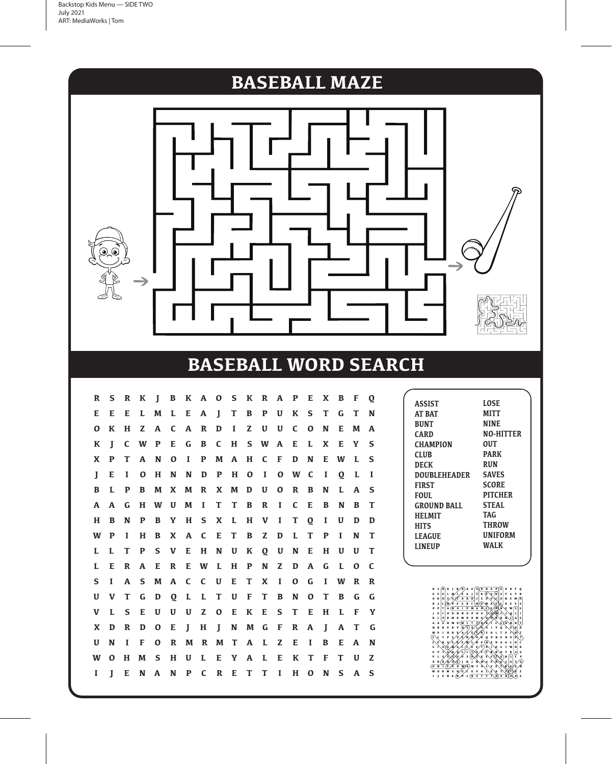# BASEBALL MAZE

# BASEBALL WORD SEARCH

```
R S R K J B K A O S K R A P E X B F Q
E E E L M L E A J T B P U K S T G T N
O K H Z A C A R D I Z U U C O N E M A
K J C W P E G B C H S W A E L X E Y S
X P T A N O I P M A H C F D N E W L S
J E I O H N N D P H O I O W C I Q L I
B L P B M X M R X M D U O R B N L A S
A A G H W U M I T T B R I C E B N B T
H B N P B Y H S X L H V I T Q I U D D
W P I H B X A C E T B Z D L T P I N T
L L T P S V E H N U K Q U N E H U U T
L E R A E R E W L H P N Z D A G L O C
S I A S M A C C U E T X I O G I W R R
U V T G D Q L L T U F T B N O T B G G
V L S E U U U Z O E K E S T E H L F Y
X D R D O E J H J N M G F R A J A T G
U N I F O R M R M T A L Z E I B E A N
W O H M S H U L E Y A L E K T F T U Z
I J E N A N P C R E T T I H O N S A S
```

| | |
|---|---|
| ASSIST | LOSE |
| AT BAT | MITT |
| BUNT | NINE |
| CARD | NO-HITTER |
| CHAMPION | OUT |
| CLUB | PARK |
| DECK | RUN |
| DOUBLEHEADER | SAVES |
| FIRST | SCORE |
| FOUL | PITCHER |
| GROUND BALL | STEAL |
| HELMIT | TAG |
| HITS | THROW |
| LEAGUE | UNIFORM |
| LINEUP | WALK |